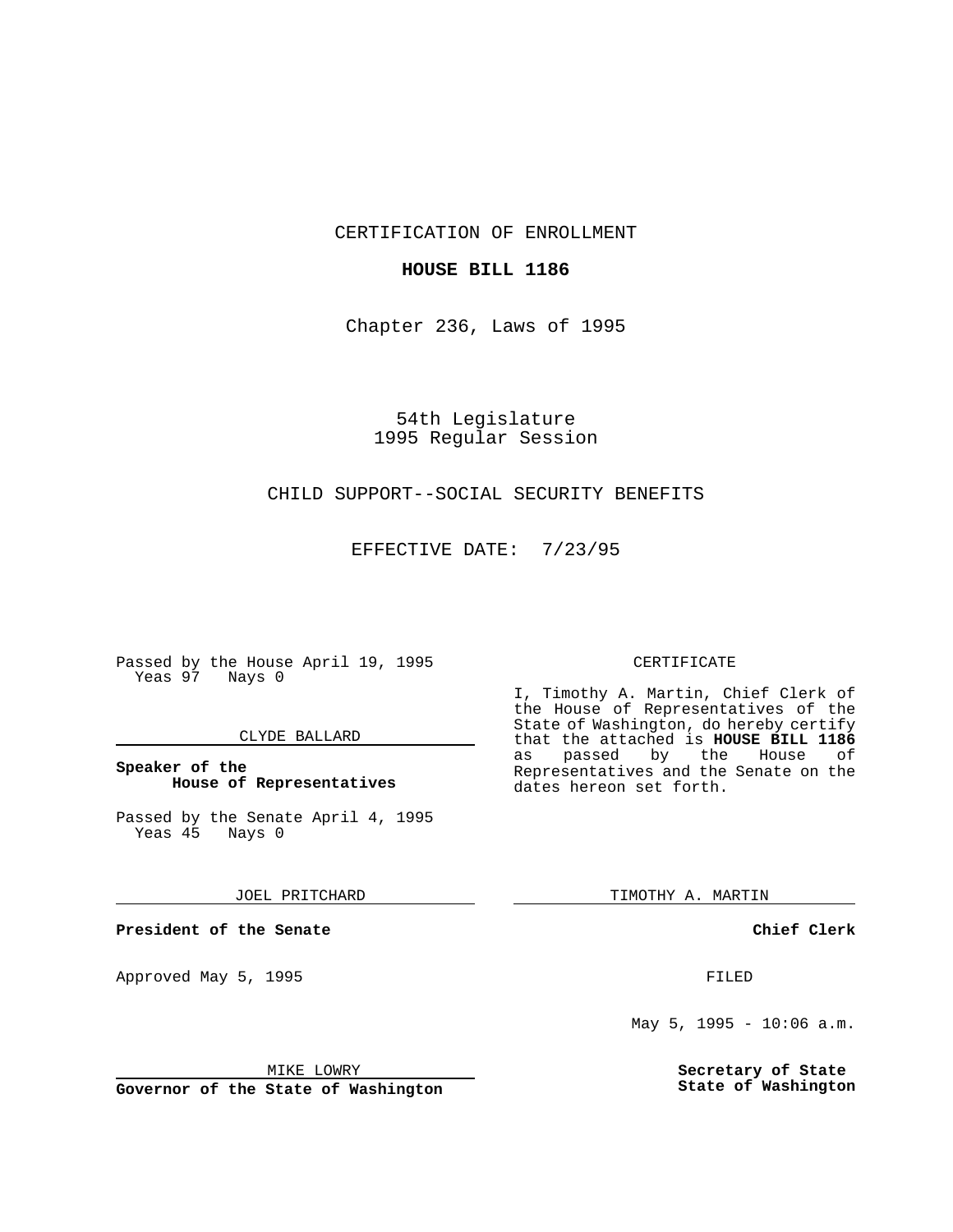CERTIFICATION OF ENROLLMENT

**HOUSE BILL 1186**

Chapter 236, Laws of 1995

54th Legislature
1995 Regular Session

CHILD SUPPORT--SOCIAL SECURITY BENEFITS

EFFECTIVE DATE: 7/23/95

Passed by the House April 19, 1995
Yeas 97 Nays 0

CLYDE BALLARD

**Speaker of the House of Representatives**

Passed by the Senate April 4, 1995
Yeas 45 Nays 0

JOEL PRITCHARD

**President of the Senate**

Approved May 5, 1995

MIKE LOWRY

**Governor of the State of Washington**

CERTIFICATE

I, Timothy A. Martin, Chief Clerk of the House of Representatives of the State of Washington, do hereby certify that the attached is **HOUSE BILL 1186** as passed by the House of Representatives and the Senate on the dates hereon set forth.

TIMOTHY A. MARTIN

**Chief Clerk**

FILED

May 5, 1995 - 10:06 a.m.

**Secretary of State State of Washington**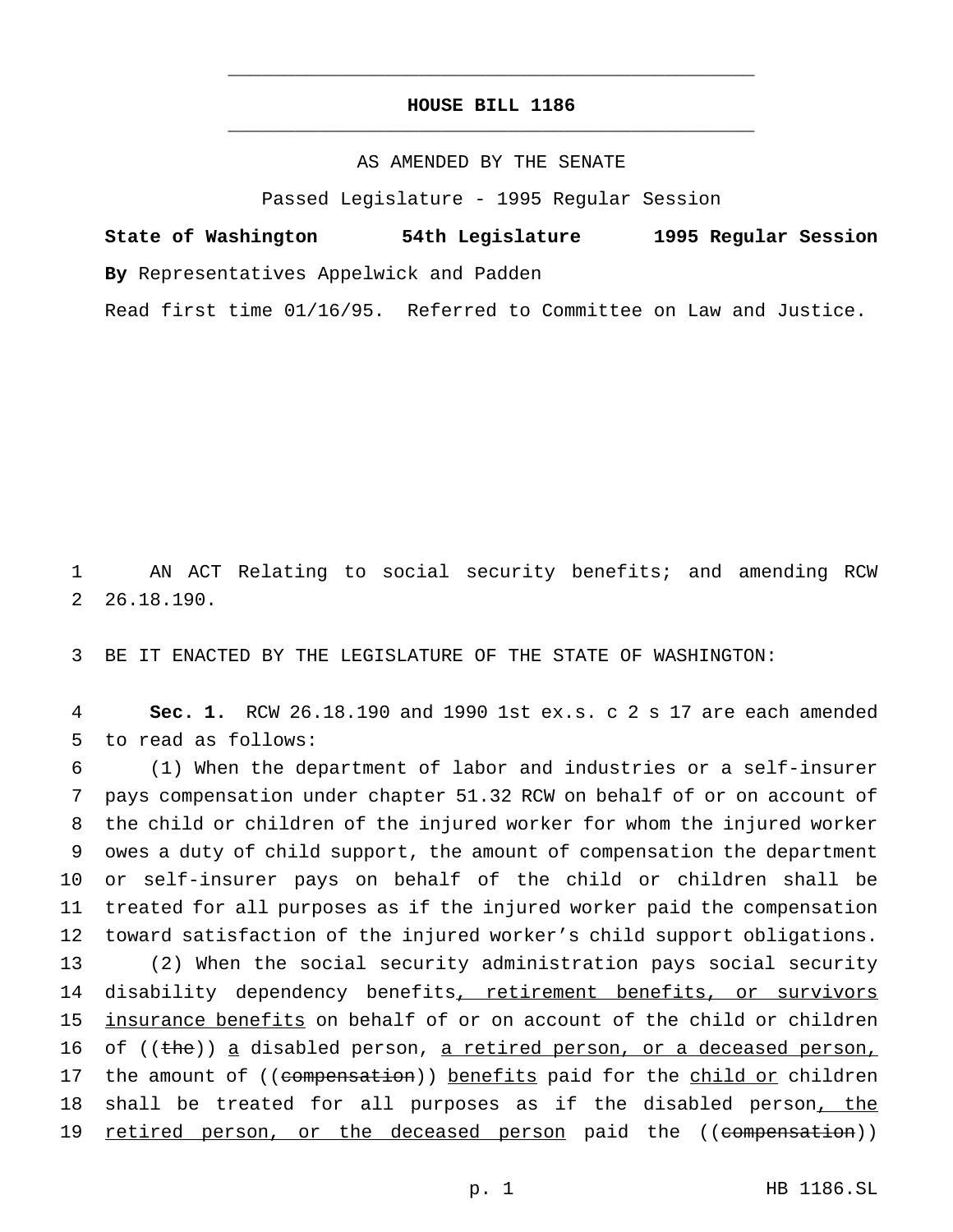# HOUSE BILL 1186

AS AMENDED BY THE SENATE

Passed Legislature - 1995 Regular Session

**State of Washington 54th Legislature 1995 Regular Session**

**By** Representatives Appelwick and Padden

Read first time 01/16/95. Referred to Committee on Law and Justice.

1 AN ACT Relating to social security benefits; and amending RCW
2 26.18.190.

3 BE IT ENACTED BY THE LEGISLATURE OF THE STATE OF WASHINGTON:

4 **Sec. 1.** RCW 26.18.190 and 1990 1st ex.s. c 2 s 17 are each amended
5 to read as follows:

6 (1) When the department of labor and industries or a self-insurer
7 pays compensation under chapter 51.32 RCW on behalf of or on account of
8 the child or children of the injured worker for whom the injured worker
9 owes a duty of child support, the amount of compensation the department
10 or self-insurer pays on behalf of the child or children shall be
11 treated for all purposes as if the injured worker paid the compensation
12 toward satisfaction of the injured worker's child support obligations.

13 (2) When the social security administration pays social security
14 disability dependency benefits, retirement benefits, or survivors
15 insurance benefits on behalf of or on account of the child or children
16 of ((~~the~~)) a disabled person, a retired person, or a deceased person,
17 the amount of ((~~compensation~~)) benefits paid for the child or children
18 shall be treated for all purposes as if the disabled person, the
19 retired person, or the deceased person paid the ((~~compensation~~))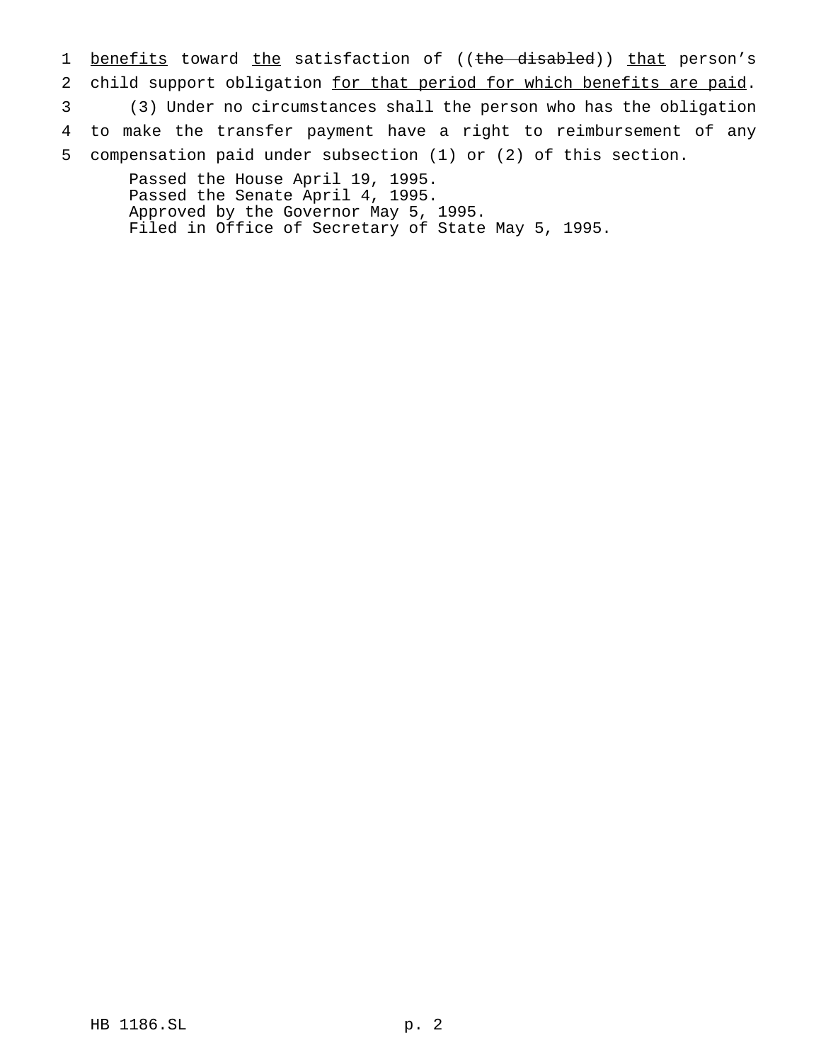benefits toward the satisfaction of ((~~the disabled~~)) that person's child support obligation for that period for which benefits are paid.

(3) Under no circumstances shall the person who has the obligation to make the transfer payment have a right to reimbursement of any compensation paid under subsection (1) or (2) of this section.

Passed the House April 19, 1995.
Passed the Senate April 4, 1995.
Approved by the Governor May 5, 1995.
Filed in Office of Secretary of State May 5, 1995.